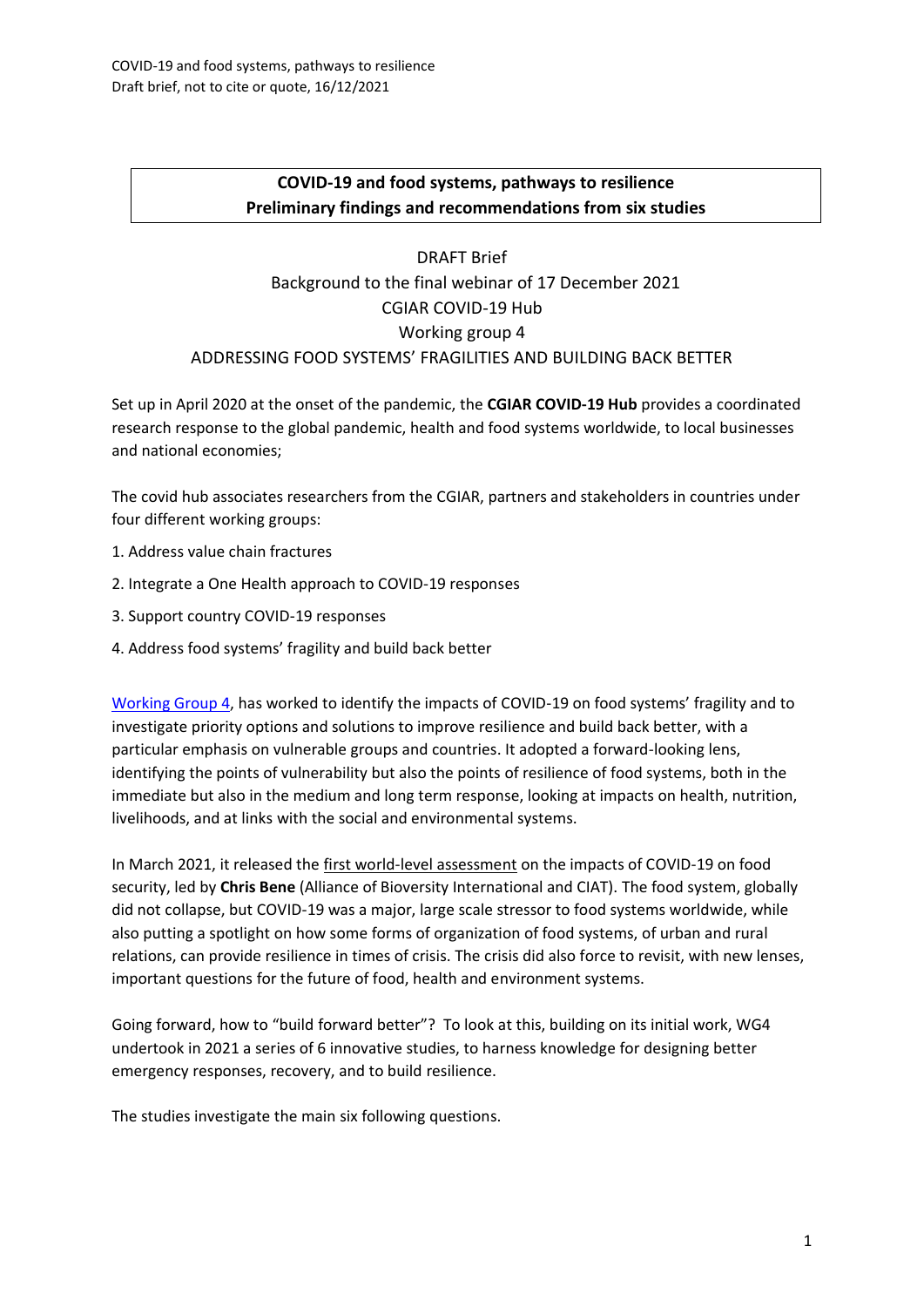**COVID-19 and food systems, pathways to resilience**
**Preliminary findings and recommendations from six studies**

DRAFT Brief

Background to the final webinar of 17 December 2021

CGIAR COVID-19 Hub

Working group 4

ADDRESSING FOOD SYSTEMS' FRAGILITIES AND BUILDING BACK BETTER

Set up in April 2020 at the onset of the pandemic, the **CGIAR COVID-19 Hub** provides a coordinated research response to the global pandemic, health and food systems worldwide, to local businesses and national economies;

The covid hub associates researchers from the CGIAR, partners and stakeholders in countries under four different working groups:

1. Address value chain fractures
2. Integrate a One Health approach to COVID-19 responses
3. Support country COVID-19 responses
4. Address food systems' fragility and build back better

Working Group 4, has worked to identify the impacts of COVID-19 on food systems' fragility and to investigate priority options and solutions to improve resilience and build back better, with a particular emphasis on vulnerable groups and countries. It adopted a forward-looking lens, identifying the points of vulnerability but also the points of resilience of food systems, both in the immediate but also in the medium and long term response, looking at impacts on health, nutrition, livelihoods, and at links with the social and environmental systems.

In March 2021, it released the first world-level assessment on the impacts of COVID-19 on food security, led by **Chris Bene** (Alliance of Bioversity International and CIAT). The food system, globally did not collapse, but COVID-19 was a major, large scale stressor to food systems worldwide, while also putting a spotlight on how some forms of organization of food systems, of urban and rural relations, can provide resilience in times of crisis. The crisis did also force to revisit, with new lenses, important questions for the future of food, health and environment systems.

Going forward, how to "build forward better"? To look at this, building on its initial work, WG4 undertook in 2021 a series of 6 innovative studies, to harness knowledge for designing better emergency responses, recovery, and to build resilience.

The studies investigate the main six following questions.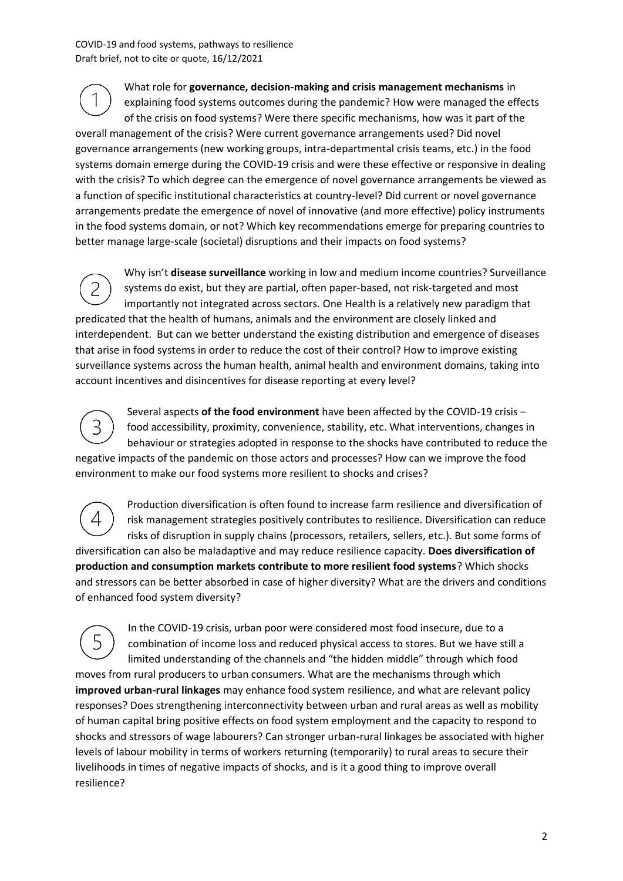1. What role for **governance, decision-making and crisis management mechanisms** in explaining food systems outcomes during the pandemic? How were managed the effects of the crisis on food systems? Were there specific mechanisms, how was it part of the overall management of the crisis? Were current governance arrangements used? Did novel governance arrangements (new working groups, intra-departmental crisis teams, etc.) in the food systems domain emerge during the COVID-19 crisis and were these effective or responsive in dealing with the crisis? To which degree can the emergence of novel governance arrangements be viewed as a function of specific institutional characteristics at country-level? Did current or novel governance arrangements predate the emergence of novel of innovative (and more effective) policy instruments in the food systems domain, or not? Which key recommendations emerge for preparing countries to better manage large-scale (societal) disruptions and their impacts on food systems?

2. Why isn't **disease surveillance** working in low and medium income countries? Surveillance systems do exist, but they are partial, often paper-based, not risk-targeted and most importantly not integrated across sectors. One Health is a relatively new paradigm that predicated that the health of humans, animals and the environment are closely linked and interdependent. But can we better understand the existing distribution and emergence of diseases that arise in food systems in order to reduce the cost of their control? How to improve existing surveillance systems across the human health, animal health and environment domains, taking into account incentives and disincentives for disease reporting at every level?

3. Several aspects **of the food environment** have been affected by the COVID-19 crisis – food accessibility, proximity, convenience, stability, etc. What interventions, changes in behaviour or strategies adopted in response to the shocks have contributed to reduce the negative impacts of the pandemic on those actors and processes? How can we improve the food environment to make our food systems more resilient to shocks and crises?

4. Production diversification is often found to increase farm resilience and diversification of risk management strategies positively contributes to resilience. Diversification can reduce risks of disruption in supply chains (processors, retailers, sellers, etc.). But some forms of diversification can also be maladaptive and may reduce resilience capacity. **Does diversification of production and consumption markets contribute to more resilient food systems**? Which shocks and stressors can be better absorbed in case of higher diversity? What are the drivers and conditions of enhanced food system diversity?

5. In the COVID-19 crisis, urban poor were considered most food insecure, due to a combination of income loss and reduced physical access to stores. But we have still a limited understanding of the channels and "the hidden middle" through which food moves from rural producers to urban consumers. What are the mechanisms through which **improved urban-rural linkages** may enhance food system resilience, and what are relevant policy responses? Does strengthening interconnectivity between urban and rural areas as well as mobility of human capital bring positive effects on food system employment and the capacity to respond to shocks and stressors of wage labourers? Can stronger urban-rural linkages be associated with higher levels of labour mobility in terms of workers returning (temporarily) to rural areas to secure their livelihoods in times of negative impacts of shocks, and is it a good thing to improve overall resilience?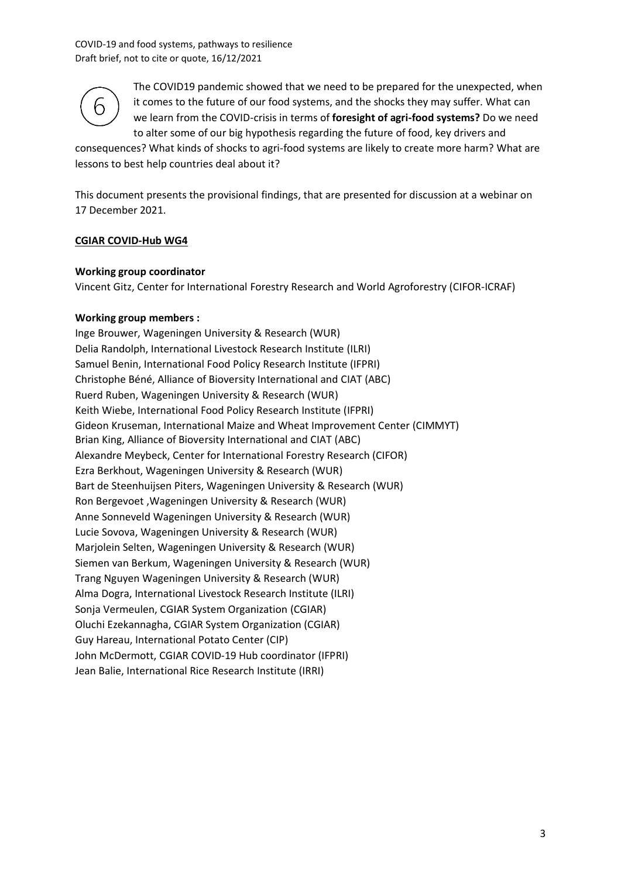6

The COVID19 pandemic showed that we need to be prepared for the unexpected, when it comes to the future of our food systems, and the shocks they may suffer. What can we learn from the COVID-crisis in terms of **foresight of agri-food systems?** Do we need to alter some of our big hypothesis regarding the future of food, key drivers and consequences? What kinds of shocks to agri-food systems are likely to create more harm? What are lessons to best help countries deal about it?

This document presents the provisional findings, that are presented for discussion at a webinar on 17 December 2021.

**CGIAR COVID-Hub WG4**

**Working group coordinator**

Vincent Gitz, Center for International Forestry Research and World Agroforestry (CIFOR-ICRAF)

**Working group members :**

Inge Brouwer, Wageningen University & Research (WUR)
Delia Randolph, International Livestock Research Institute (ILRI)
Samuel Benin, International Food Policy Research Institute (IFPRI)
Christophe Béné, Alliance of Bioversity International and CIAT (ABC)
Ruerd Ruben, Wageningen University & Research (WUR)
Keith Wiebe, International Food Policy Research Institute (IFPRI)
Gideon Kruseman, International Maize and Wheat Improvement Center (CIMMYT)
Brian King, Alliance of Bioversity International and CIAT (ABC)
Alexandre Meybeck, Center for International Forestry Research (CIFOR)
Ezra Berkhout, Wageningen University & Research (WUR)
Bart de Steenhuijsen Piters, Wageningen University & Research (WUR)
Ron Bergevoet ,Wageningen University & Research (WUR)
Anne Sonneveld Wageningen University & Research (WUR)
Lucie Sovova, Wageningen University & Research (WUR)
Marjolein Selten, Wageningen University & Research (WUR)
Siemen van Berkum, Wageningen University & Research (WUR)
Trang Nguyen Wageningen University & Research (WUR)
Alma Dogra, International Livestock Research Institute (ILRI)
Sonja Vermeulen, CGIAR System Organization (CGIAR)
Oluchi Ezekannagha, CGIAR System Organization (CGIAR)
Guy Hareau, International Potato Center (CIP)
John McDermott, CGIAR COVID-19 Hub coordinator (IFPRI)
Jean Balie, International Rice Research Institute (IRRI)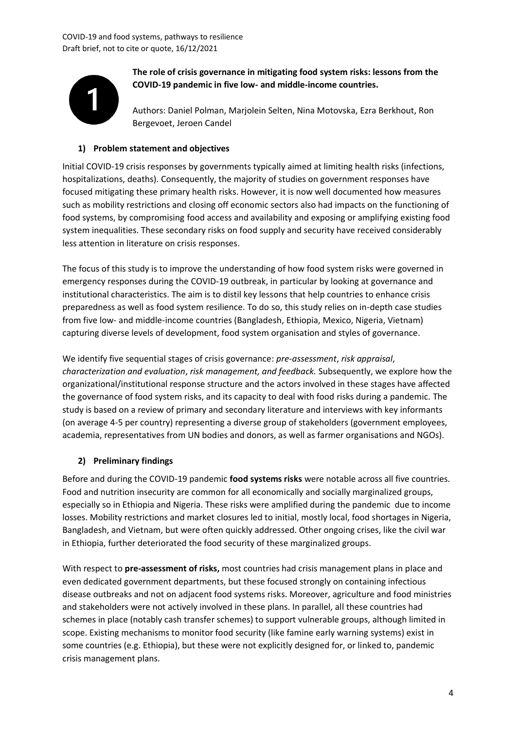**The role of crisis governance in mitigating food system risks: lessons from the COVID-19 pandemic in five low- and middle-income countries.**

Authors: Daniel Polman, Marjolein Selten, Nina Motovska, Ezra Berkhout, Ron Bergevoet, Jeroen Candel

## 1) Problem statement and objectives

Initial COVID-19 crisis responses by governments typically aimed at limiting health risks (infections, hospitalizations, deaths). Consequently, the majority of studies on government responses have focused mitigating these primary health risks. However, it is now well documented how measures such as mobility restrictions and closing off economic sectors also had impacts on the functioning of food systems, by compromising food access and availability and exposing or amplifying existing food system inequalities. These secondary risks on food supply and security have received considerably less attention in literature on crisis responses.

The focus of this study is to improve the understanding of how food system risks were governed in emergency responses during the COVID-19 outbreak, in particular by looking at governance and institutional characteristics. The aim is to distil key lessons that help countries to enhance crisis preparedness as well as food system resilience. To do so, this study relies on in-depth case studies from five low- and middle-income countries (Bangladesh, Ethiopia, Mexico, Nigeria, Vietnam) capturing diverse levels of development, food system organisation and styles of governance.

We identify five sequential stages of crisis governance: *pre-assessment*, *risk appraisal*, *characterization and evaluation*, *risk management, and feedback.* Subsequently, we explore how the organizational/institutional response structure and the actors involved in these stages have affected the governance of food system risks, and its capacity to deal with food risks during a pandemic. The study is based on a review of primary and secondary literature and interviews with key informants (on average 4-5 per country) representing a diverse group of stakeholders (government employees, academia, representatives from UN bodies and donors, as well as farmer organisations and NGOs).

## 2) Preliminary findings

Before and during the COVID-19 pandemic **food systems risks** were notable across all five countries. Food and nutrition insecurity are common for all economically and socially marginalized groups, especially so in Ethiopia and Nigeria. These risks were amplified during the pandemic due to income losses. Mobility restrictions and market closures led to initial, mostly local, food shortages in Nigeria, Bangladesh, and Vietnam, but were often quickly addressed. Other ongoing crises, like the civil war in Ethiopia, further deteriorated the food security of these marginalized groups.

With respect to **pre-assessment of risks,** most countries had crisis management plans in place and even dedicated government departments, but these focused strongly on containing infectious disease outbreaks and not on adjacent food systems risks. Moreover, agriculture and food ministries and stakeholders were not actively involved in these plans. In parallel, all these countries had schemes in place (notably cash transfer schemes) to support vulnerable groups, although limited in scope. Existing mechanisms to monitor food security (like famine early warning systems) exist in some countries (e.g. Ethiopia), but these were not explicitly designed for, or linked to, pandemic crisis management plans.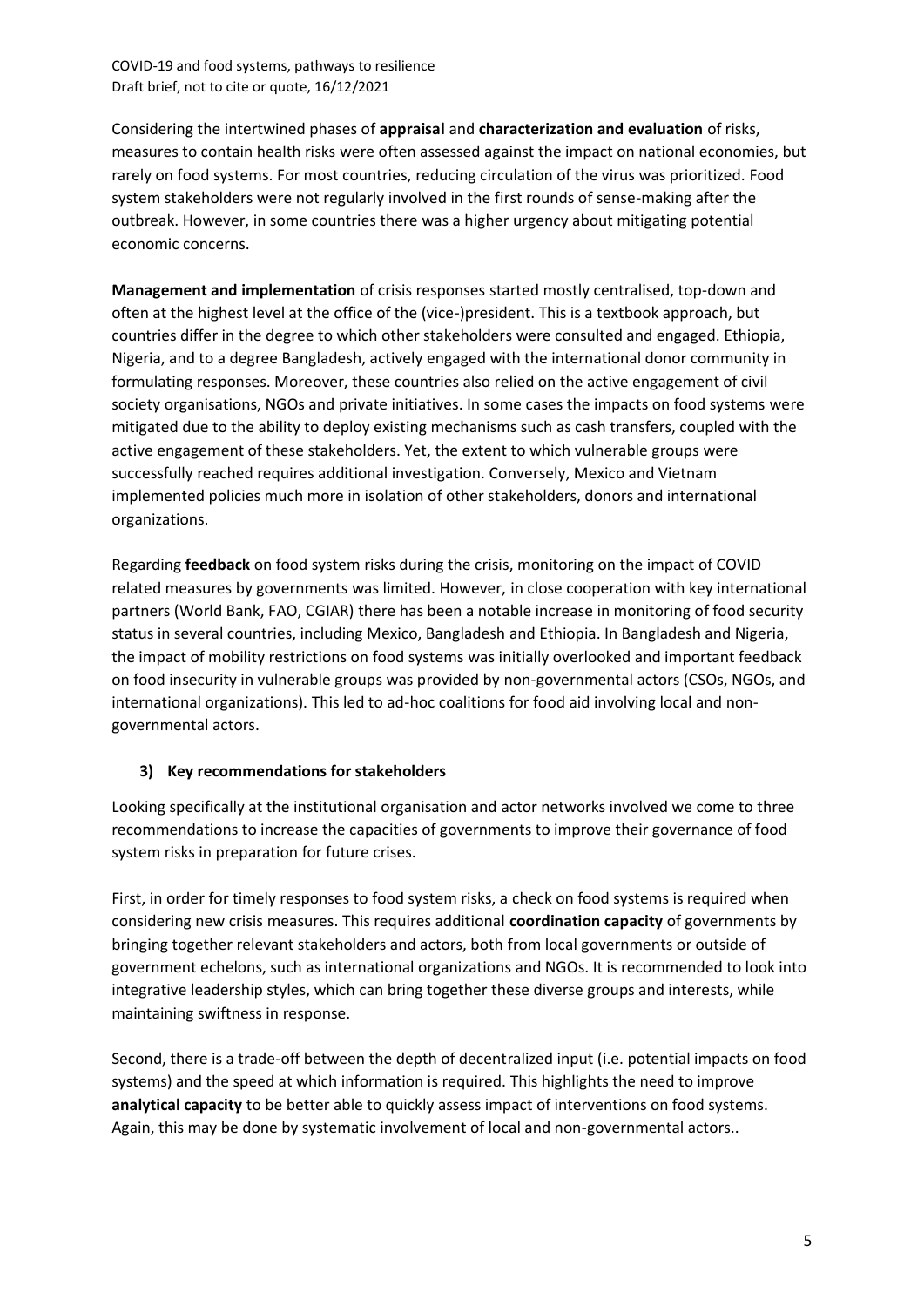Considering the intertwined phases of **appraisal** and **characterization and evaluation** of risks, measures to contain health risks were often assessed against the impact on national economies, but rarely on food systems. For most countries, reducing circulation of the virus was prioritized. Food system stakeholders were not regularly involved in the first rounds of sense-making after the outbreak. However, in some countries there was a higher urgency about mitigating potential economic concerns.

**Management and implementation** of crisis responses started mostly centralised, top-down and often at the highest level at the office of the (vice-)president. This is a textbook approach, but countries differ in the degree to which other stakeholders were consulted and engaged. Ethiopia, Nigeria, and to a degree Bangladesh, actively engaged with the international donor community in formulating responses. Moreover, these countries also relied on the active engagement of civil society organisations, NGOs and private initiatives. In some cases the impacts on food systems were mitigated due to the ability to deploy existing mechanisms such as cash transfers, coupled with the active engagement of these stakeholders. Yet, the extent to which vulnerable groups were successfully reached requires additional investigation. Conversely, Mexico and Vietnam implemented policies much more in isolation of other stakeholders, donors and international organizations.

Regarding **feedback** on food system risks during the crisis, monitoring on the impact of COVID related measures by governments was limited. However, in close cooperation with key international partners (World Bank, FAO, CGIAR) there has been a notable increase in monitoring of food security status in several countries, including Mexico, Bangladesh and Ethiopia. In Bangladesh and Nigeria, the impact of mobility restrictions on food systems was initially overlooked and important feedback on food insecurity in vulnerable groups was provided by non-governmental actors (CSOs, NGOs, and international organizations). This led to ad-hoc coalitions for food aid involving local and non-governmental actors.

### 3) Key recommendations for stakeholders

Looking specifically at the institutional organisation and actor networks involved we come to three recommendations to increase the capacities of governments to improve their governance of food system risks in preparation for future crises.

First, in order for timely responses to food system risks, a check on food systems is required when considering new crisis measures. This requires additional **coordination capacity** of governments by bringing together relevant stakeholders and actors, both from local governments or outside of government echelons, such as international organizations and NGOs. It is recommended to look into integrative leadership styles, which can bring together these diverse groups and interests, while maintaining swiftness in response.

Second, there is a trade-off between the depth of decentralized input (i.e. potential impacts on food systems) and the speed at which information is required. This highlights the need to improve **analytical capacity** to be better able to quickly assess impact of interventions on food systems. Again, this may be done by systematic involvement of local and non-governmental actors..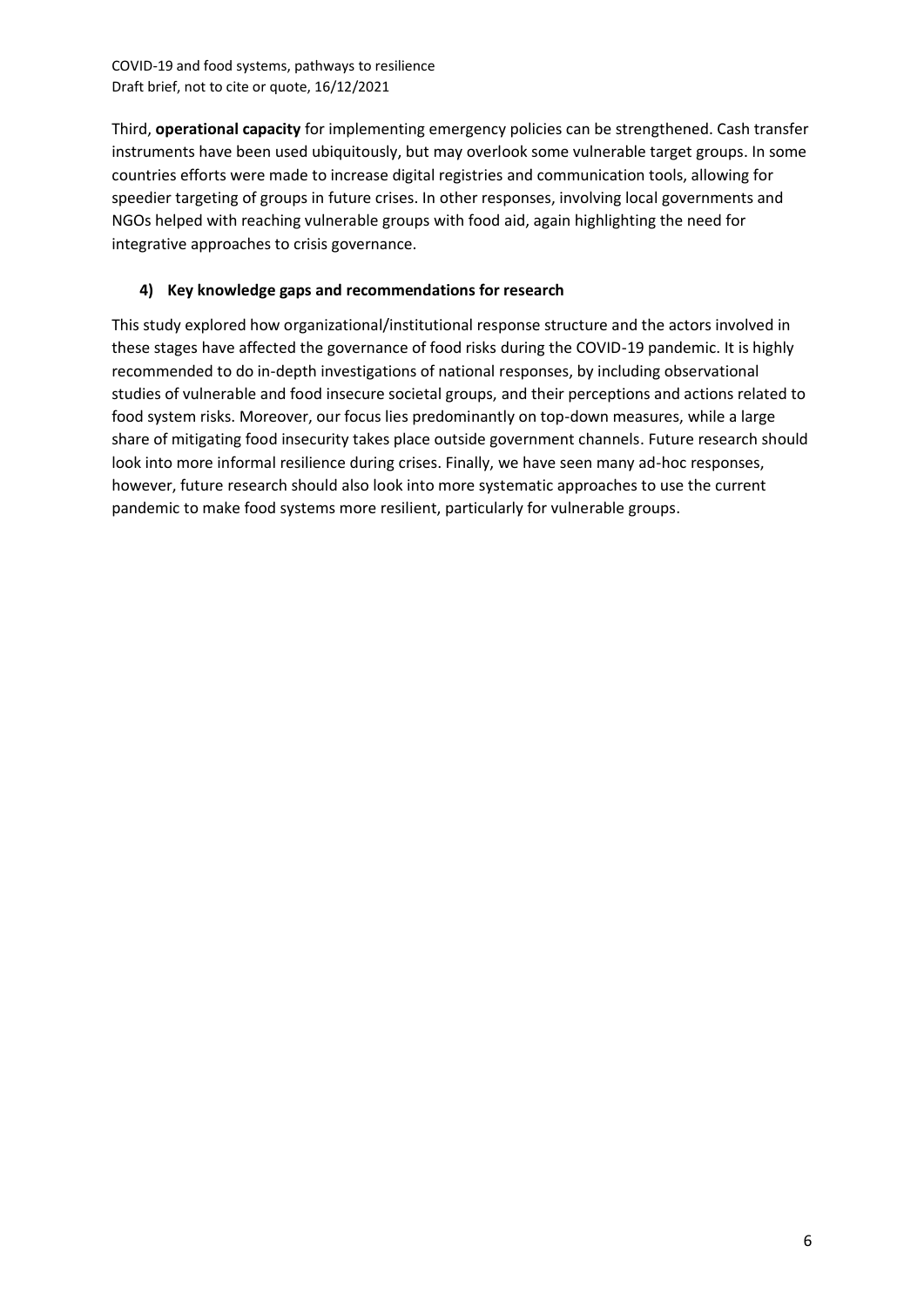Third, **operational capacity** for implementing emergency policies can be strengthened. Cash transfer instruments have been used ubiquitously, but may overlook some vulnerable target groups. In some countries efforts were made to increase digital registries and communication tools, allowing for speedier targeting of groups in future crises. In other responses, involving local governments and NGOs helped with reaching vulnerable groups with food aid, again highlighting the need for integrative approaches to crisis governance.

## 4) Key knowledge gaps and recommendations for research

This study explored how organizational/institutional response structure and the actors involved in these stages have affected the governance of food risks during the COVID-19 pandemic. It is highly recommended to do in-depth investigations of national responses, by including observational studies of vulnerable and food insecure societal groups, and their perceptions and actions related to food system risks. Moreover, our focus lies predominantly on top-down measures, while a large share of mitigating food insecurity takes place outside government channels. Future research should look into more informal resilience during crises. Finally, we have seen many ad-hoc responses, however, future research should also look into more systematic approaches to use the current pandemic to make food systems more resilient, particularly for vulnerable groups.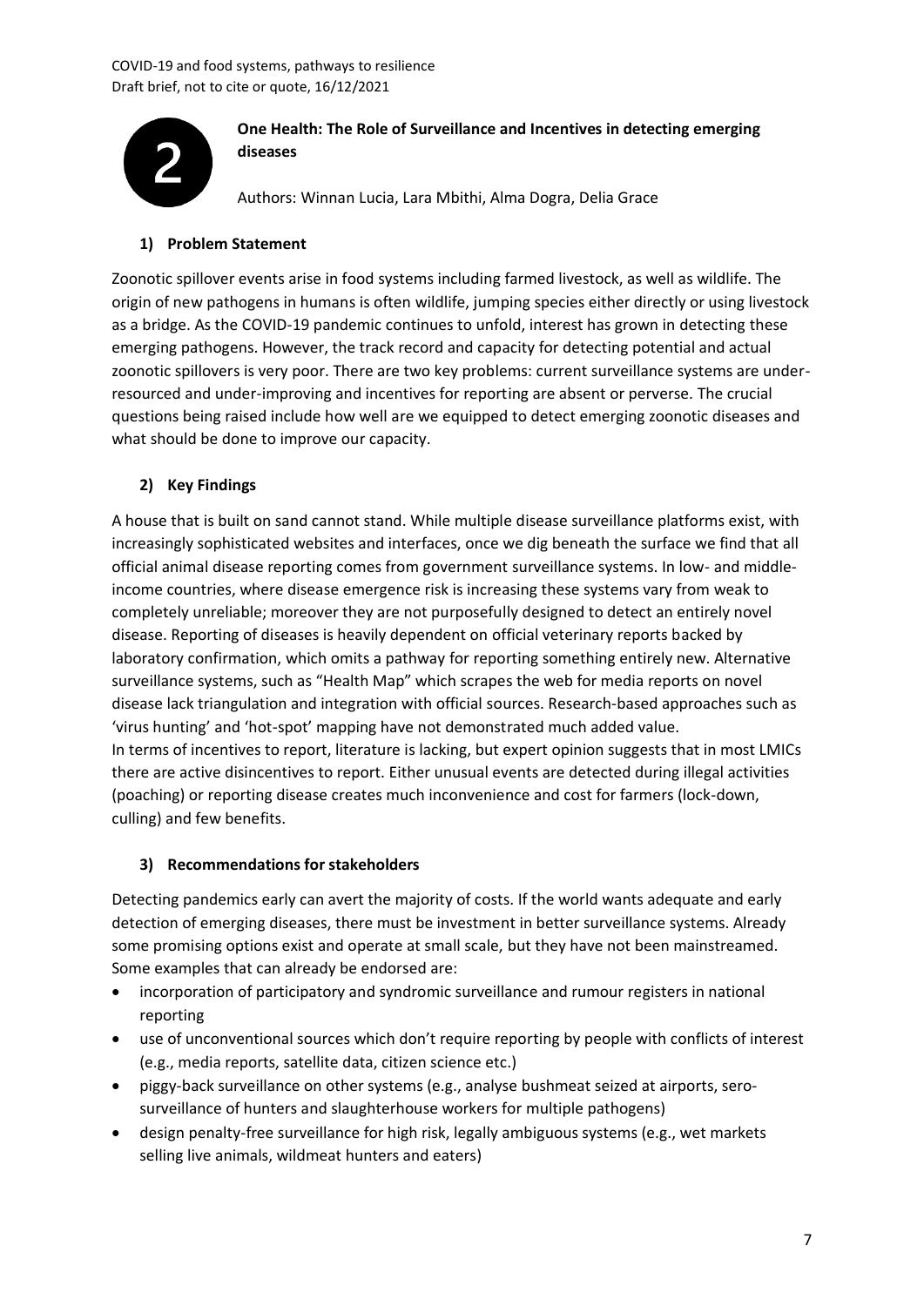## 2 One Health: The Role of Surveillance and Incentives in detecting emerging diseases

Authors: Winnan Lucia, Lara Mbithi, Alma Dogra, Delia Grace

### 1) Problem Statement

Zoonotic spillover events arise in food systems including farmed livestock, as well as wildlife. The origin of new pathogens in humans is often wildlife, jumping species either directly or using livestock as a bridge. As the COVID-19 pandemic continues to unfold, interest has grown in detecting these emerging pathogens. However, the track record and capacity for detecting potential and actual zoonotic spillovers is very poor. There are two key problems: current surveillance systems are under-resourced and under-improving and incentives for reporting are absent or perverse. The crucial questions being raised include how well are we equipped to detect emerging zoonotic diseases and what should be done to improve our capacity.

### 2) Key Findings

A house that is built on sand cannot stand. While multiple disease surveillance platforms exist, with increasingly sophisticated websites and interfaces, once we dig beneath the surface we find that all official animal disease reporting comes from government surveillance systems. In low- and middle-income countries, where disease emergence risk is increasing these systems vary from weak to completely unreliable; moreover they are not purposefully designed to detect an entirely novel disease. Reporting of diseases is heavily dependent on official veterinary reports backed by laboratory confirmation, which omits a pathway for reporting something entirely new. Alternative surveillance systems, such as "Health Map" which scrapes the web for media reports on novel disease lack triangulation and integration with official sources. Research-based approaches such as 'virus hunting' and 'hot-spot' mapping have not demonstrated much added value.

In terms of incentives to report, literature is lacking, but expert opinion suggests that in most LMICs there are active disincentives to report. Either unusual events are detected during illegal activities (poaching) or reporting disease creates much inconvenience and cost for farmers (lock-down, culling) and few benefits.

### 3) Recommendations for stakeholders

Detecting pandemics early can avert the majority of costs. If the world wants adequate and early detection of emerging diseases, there must be investment in better surveillance systems. Already some promising options exist and operate at small scale, but they have not been mainstreamed. Some examples that can already be endorsed are:

- incorporation of participatory and syndromic surveillance and rumour registers in national reporting
- use of unconventional sources which don't require reporting by people with conflicts of interest (e.g., media reports, satellite data, citizen science etc.)
- piggy-back surveillance on other systems (e.g., analyse bushmeat seized at airports, sero-surveillance of hunters and slaughterhouse workers for multiple pathogens)
- design penalty-free surveillance for high risk, legally ambiguous systems (e.g., wet markets selling live animals, wildmeat hunters and eaters)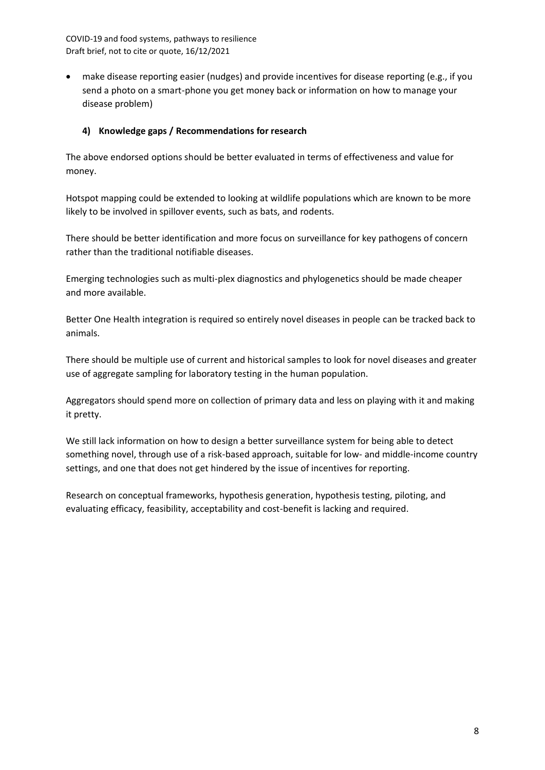- make disease reporting easier (nudges) and provide incentives for disease reporting (e.g., if you send a photo on a smart-phone you get money back or information on how to manage your disease problem)

### 4) Knowledge gaps / Recommendations for research

The above endorsed options should be better evaluated in terms of effectiveness and value for money.

Hotspot mapping could be extended to looking at wildlife populations which are known to be more likely to be involved in spillover events, such as bats, and rodents.

There should be better identification and more focus on surveillance for key pathogens of concern rather than the traditional notifiable diseases.

Emerging technologies such as multi-plex diagnostics and phylogenetics should be made cheaper and more available.

Better One Health integration is required so entirely novel diseases in people can be tracked back to animals.

There should be multiple use of current and historical samples to look for novel diseases and greater use of aggregate sampling for laboratory testing in the human population.

Aggregators should spend more on collection of primary data and less on playing with it and making it pretty.

We still lack information on how to design a better surveillance system for being able to detect something novel, through use of a risk-based approach, suitable for low- and middle-income country settings, and one that does not get hindered by the issue of incentives for reporting.

Research on conceptual frameworks, hypothesis generation, hypothesis testing, piloting, and evaluating efficacy, feasibility, acceptability and cost-benefit is lacking and required.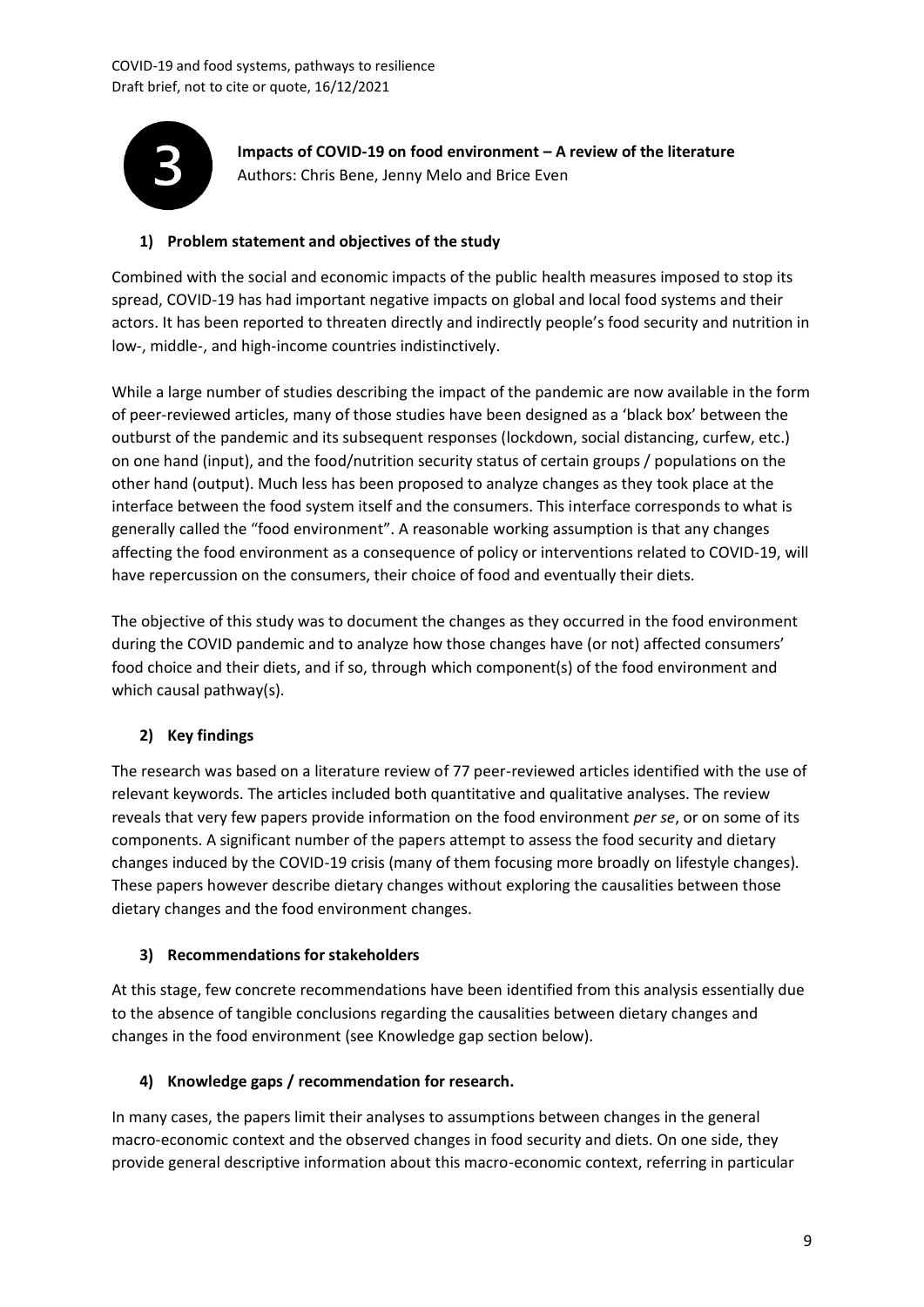**3**

**Impacts of COVID-19 on food environment – A review of the literature**
Authors: Chris Bene, Jenny Melo and Brice Even

## 1) Problem statement and objectives of the study

Combined with the social and economic impacts of the public health measures imposed to stop its spread, COVID-19 has had important negative impacts on global and local food systems and their actors. It has been reported to threaten directly and indirectly people's food security and nutrition in low-, middle-, and high-income countries indistinctively.

While a large number of studies describing the impact of the pandemic are now available in the form of peer-reviewed articles, many of those studies have been designed as a 'black box' between the outburst of the pandemic and its subsequent responses (lockdown, social distancing, curfew, etc.) on one hand (input), and the food/nutrition security status of certain groups / populations on the other hand (output). Much less has been proposed to analyze changes as they took place at the interface between the food system itself and the consumers. This interface corresponds to what is generally called the "food environment". A reasonable working assumption is that any changes affecting the food environment as a consequence of policy or interventions related to COVID-19, will have repercussion on the consumers, their choice of food and eventually their diets.

The objective of this study was to document the changes as they occurred in the food environment during the COVID pandemic and to analyze how those changes have (or not) affected consumers' food choice and their diets, and if so, through which component(s) of the food environment and which causal pathway(s).

## 2) Key findings

The research was based on a literature review of 77 peer-reviewed articles identified with the use of relevant keywords. The articles included both quantitative and qualitative analyses. The review reveals that very few papers provide information on the food environment *per se*, or on some of its components. A significant number of the papers attempt to assess the food security and dietary changes induced by the COVID-19 crisis (many of them focusing more broadly on lifestyle changes). These papers however describe dietary changes without exploring the causalities between those dietary changes and the food environment changes.

## 3) Recommendations for stakeholders

At this stage, few concrete recommendations have been identified from this analysis essentially due to the absence of tangible conclusions regarding the causalities between dietary changes and changes in the food environment (see Knowledge gap section below).

## 4) Knowledge gaps / recommendation for research.

In many cases, the papers limit their analyses to assumptions between changes in the general macro-economic context and the observed changes in food security and diets. On one side, they provide general descriptive information about this macro-economic context, referring in particular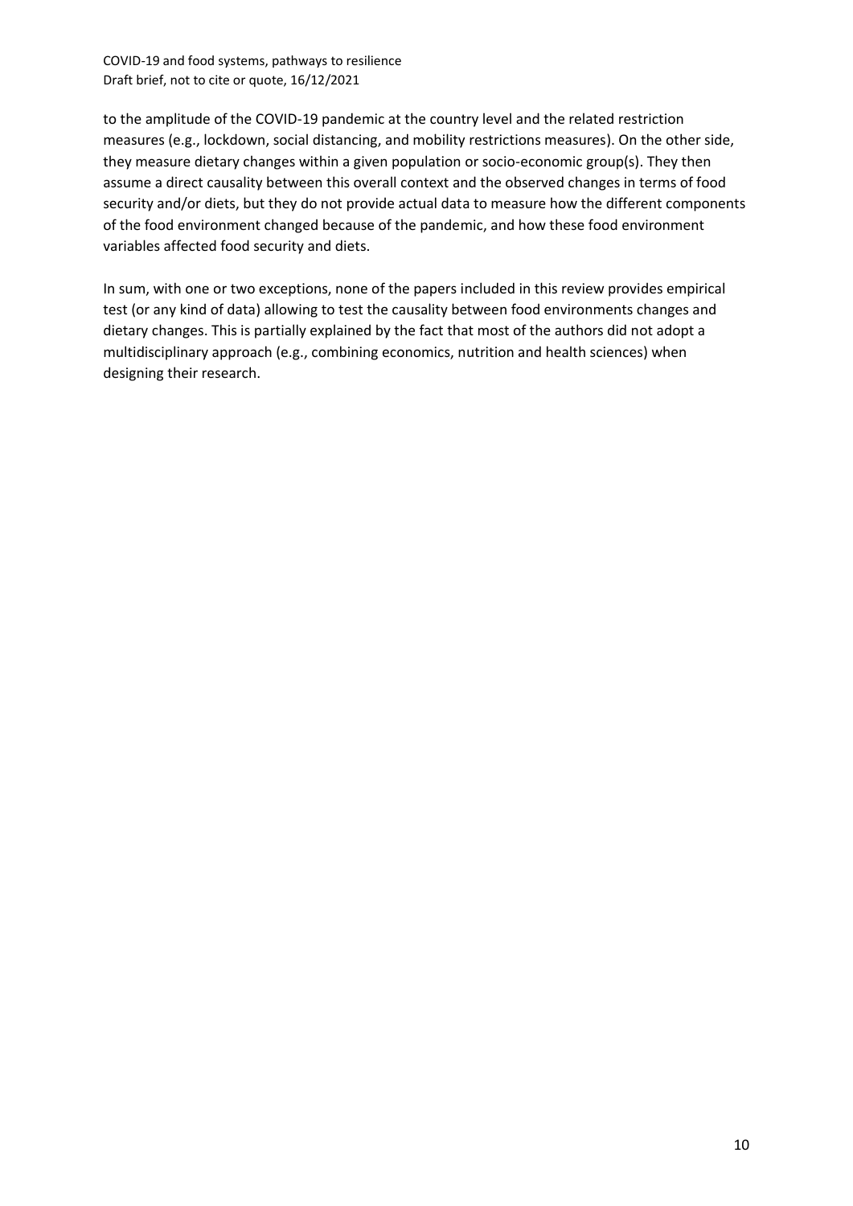to the amplitude of the COVID-19 pandemic at the country level and the related restriction measures (e.g., lockdown, social distancing, and mobility restrictions measures). On the other side, they measure dietary changes within a given population or socio-economic group(s). They then assume a direct causality between this overall context and the observed changes in terms of food security and/or diets, but they do not provide actual data to measure how the different components of the food environment changed because of the pandemic, and how these food environment variables affected food security and diets.

In sum, with one or two exceptions, none of the papers included in this review provides empirical test (or any kind of data) allowing to test the causality between food environments changes and dietary changes. This is partially explained by the fact that most of the authors did not adopt a multidisciplinary approach (e.g., combining economics, nutrition and health sciences) when designing their research.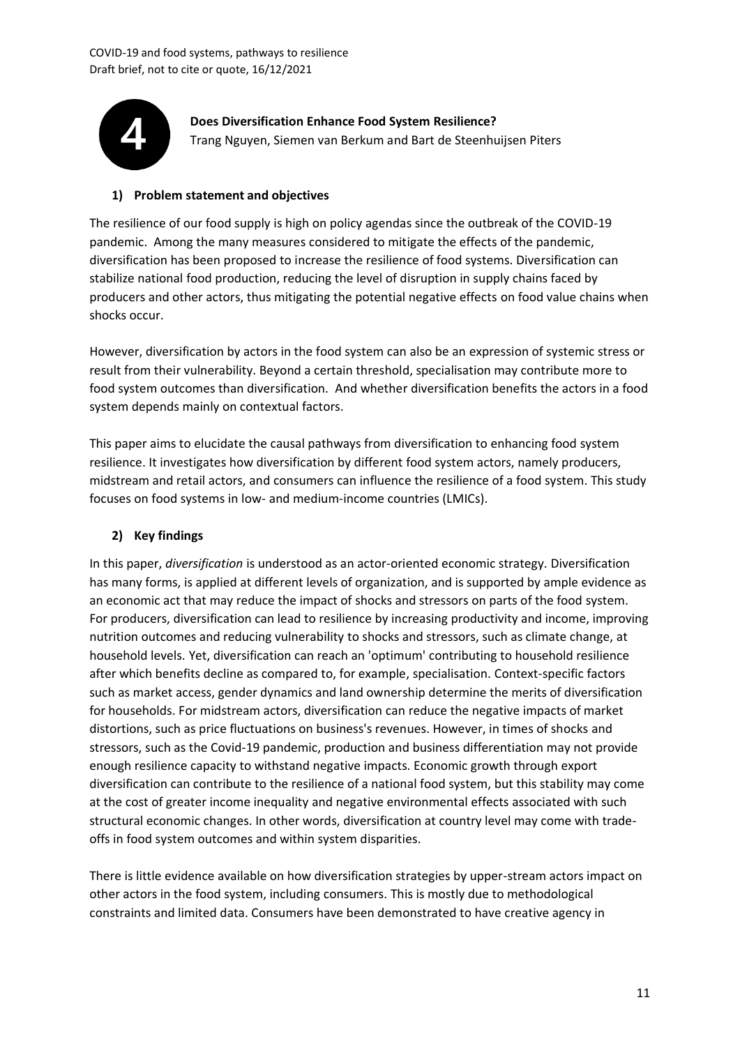**4**

**Does Diversification Enhance Food System Resilience?**
Trang Nguyen, Siemen van Berkum and Bart de Steenhuijsen Piters

## 1) Problem statement and objectives

The resilience of our food supply is high on policy agendas since the outbreak of the COVID-19 pandemic. Among the many measures considered to mitigate the effects of the pandemic, diversification has been proposed to increase the resilience of food systems. Diversification can stabilize national food production, reducing the level of disruption in supply chains faced by producers and other actors, thus mitigating the potential negative effects on food value chains when shocks occur.

However, diversification by actors in the food system can also be an expression of systemic stress or result from their vulnerability. Beyond a certain threshold, specialisation may contribute more to food system outcomes than diversification. And whether diversification benefits the actors in a food system depends mainly on contextual factors.

This paper aims to elucidate the causal pathways from diversification to enhancing food system resilience. It investigates how diversification by different food system actors, namely producers, midstream and retail actors, and consumers can influence the resilience of a food system. This study focuses on food systems in low- and medium-income countries (LMICs).

## 2) Key findings

In this paper, *diversification* is understood as an actor-oriented economic strategy. Diversification has many forms, is applied at different levels of organization, and is supported by ample evidence as an economic act that may reduce the impact of shocks and stressors on parts of the food system. For producers, diversification can lead to resilience by increasing productivity and income, improving nutrition outcomes and reducing vulnerability to shocks and stressors, such as climate change, at household levels. Yet, diversification can reach an 'optimum' contributing to household resilience after which benefits decline as compared to, for example, specialisation. Context-specific factors such as market access, gender dynamics and land ownership determine the merits of diversification for households. For midstream actors, diversification can reduce the negative impacts of market distortions, such as price fluctuations on business's revenues. However, in times of shocks and stressors, such as the Covid-19 pandemic, production and business differentiation may not provide enough resilience capacity to withstand negative impacts. Economic growth through export diversification can contribute to the resilience of a national food system, but this stability may come at the cost of greater income inequality and negative environmental effects associated with such structural economic changes. In other words, diversification at country level may come with trade-offs in food system outcomes and within system disparities.

There is little evidence available on how diversification strategies by upper-stream actors impact on other actors in the food system, including consumers. This is mostly due to methodological constraints and limited data. Consumers have been demonstrated to have creative agency in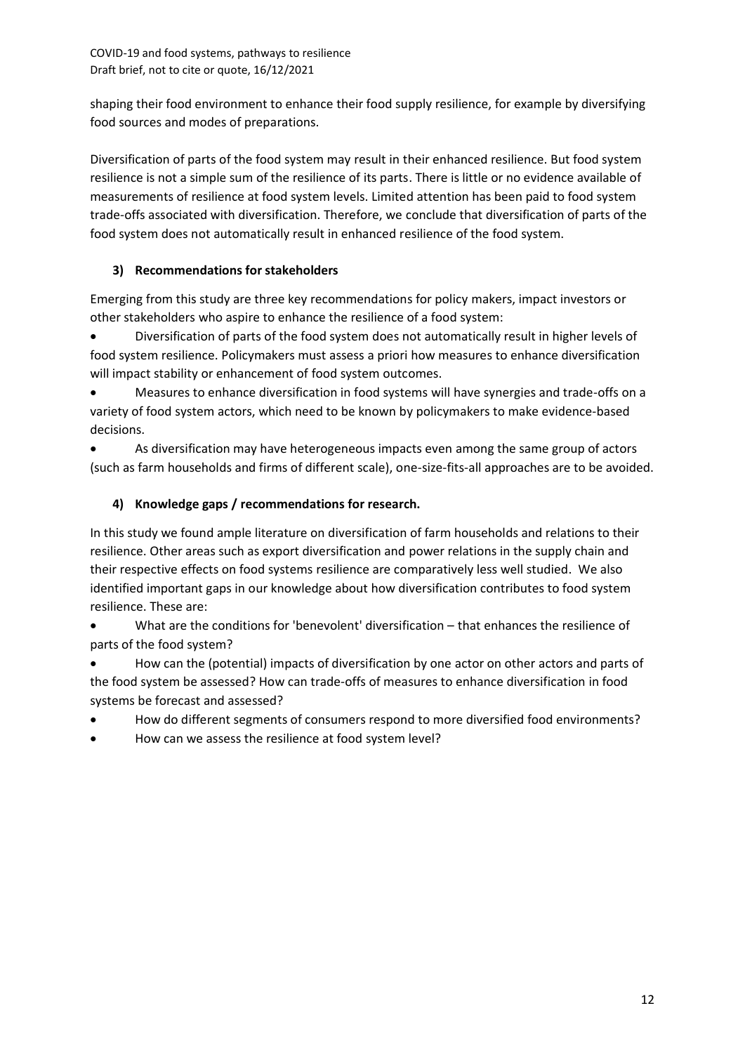shaping their food environment to enhance their food supply resilience, for example by diversifying food sources and modes of preparations.

Diversification of parts of the food system may result in their enhanced resilience. But food system resilience is not a simple sum of the resilience of its parts. There is little or no evidence available of measurements of resilience at food system levels. Limited attention has been paid to food system trade-offs associated with diversification. Therefore, we conclude that diversification of parts of the food system does not automatically result in enhanced resilience of the food system.

### 3) Recommendations for stakeholders

Emerging from this study are three key recommendations for policy makers, impact investors or other stakeholders who aspire to enhance the resilience of a food system:

- Diversification of parts of the food system does not automatically result in higher levels of food system resilience. Policymakers must assess a priori how measures to enhance diversification will impact stability or enhancement of food system outcomes.
- Measures to enhance diversification in food systems will have synergies and trade-offs on a variety of food system actors, which need to be known by policymakers to make evidence-based decisions.
- As diversification may have heterogeneous impacts even among the same group of actors (such as farm households and firms of different scale), one-size-fits-all approaches are to be avoided.

### 4) Knowledge gaps / recommendations for research.

In this study we found ample literature on diversification of farm households and relations to their resilience. Other areas such as export diversification and power relations in the supply chain and their respective effects on food systems resilience are comparatively less well studied. We also identified important gaps in our knowledge about how diversification contributes to food system resilience. These are:

- What are the conditions for 'benevolent' diversification – that enhances the resilience of parts of the food system?
- How can the (potential) impacts of diversification by one actor on other actors and parts of the food system be assessed? How can trade-offs of measures to enhance diversification in food systems be forecast and assessed?
- How do different segments of consumers respond to more diversified food environments?
- How can we assess the resilience at food system level?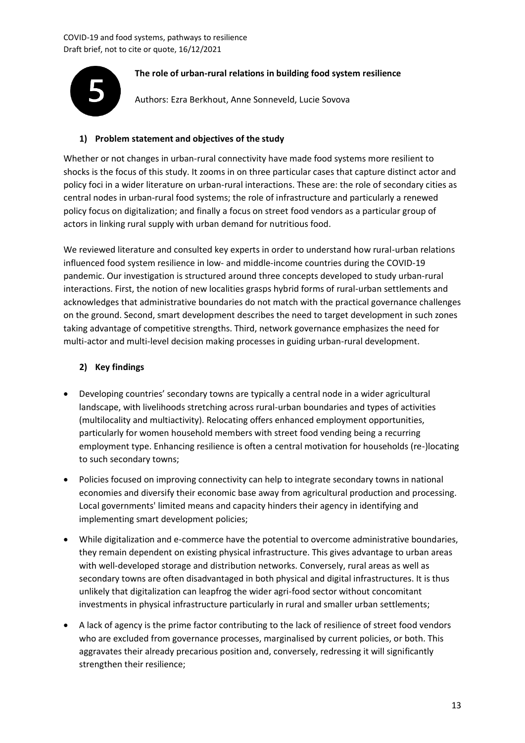## 5 The role of urban-rural relations in building food system resilience

Authors: Ezra Berkhout, Anne Sonneveld, Lucie Sovova

### 1) Problem statement and objectives of the study

Whether or not changes in urban-rural connectivity have made food systems more resilient to shocks is the focus of this study. It zooms in on three particular cases that capture distinct actor and policy foci in a wider literature on urban-rural interactions. These are: the role of secondary cities as central nodes in urban-rural food systems; the role of infrastructure and particularly a renewed policy focus on digitalization; and finally a focus on street food vendors as a particular group of actors in linking rural supply with urban demand for nutritious food.

We reviewed literature and consulted key experts in order to understand how rural-urban relations influenced food system resilience in low- and middle-income countries during the COVID-19 pandemic. Our investigation is structured around three concepts developed to study urban-rural interactions. First, the notion of new localities grasps hybrid forms of rural-urban settlements and acknowledges that administrative boundaries do not match with the practical governance challenges on the ground. Second, smart development describes the need to target development in such zones taking advantage of competitive strengths. Third, network governance emphasizes the need for multi-actor and multi-level decision making processes in guiding urban-rural development.

### 2) Key findings

- Developing countries' secondary towns are typically a central node in a wider agricultural landscape, with livelihoods stretching across rural-urban boundaries and types of activities (multilocality and multiactivity). Relocating offers enhanced employment opportunities, particularly for women household members with street food vending being a recurring employment type. Enhancing resilience is often a central motivation for households (re-)locating to such secondary towns;
- Policies focused on improving connectivity can help to integrate secondary towns in national economies and diversify their economic base away from agricultural production and processing. Local governments' limited means and capacity hinders their agency in identifying and implementing smart development policies;
- While digitalization and e-commerce have the potential to overcome administrative boundaries, they remain dependent on existing physical infrastructure. This gives advantage to urban areas with well-developed storage and distribution networks. Conversely, rural areas as well as secondary towns are often disadvantaged in both physical and digital infrastructures. It is thus unlikely that digitalization can leapfrog the wider agri-food sector without concomitant investments in physical infrastructure particularly in rural and smaller urban settlements;
- A lack of agency is the prime factor contributing to the lack of resilience of street food vendors who are excluded from governance processes, marginalised by current policies, or both. This aggravates their already precarious position and, conversely, redressing it will significantly strengthen their resilience;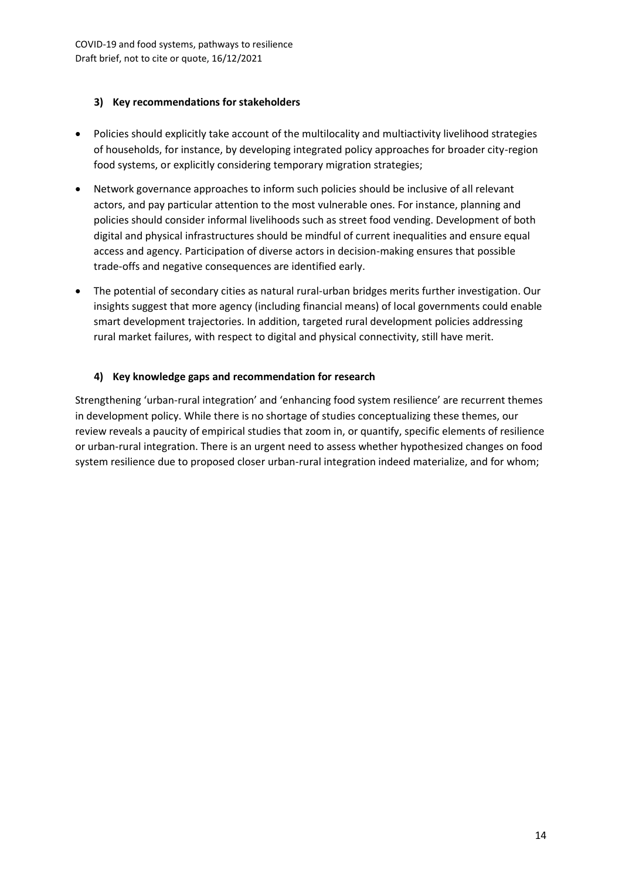### 3) Key recommendations for stakeholders

- Policies should explicitly take account of the multilocality and multiactivity livelihood strategies of households, for instance, by developing integrated policy approaches for broader city-region food systems, or explicitly considering temporary migration strategies;
- Network governance approaches to inform such policies should be inclusive of all relevant actors, and pay particular attention to the most vulnerable ones. For instance, planning and policies should consider informal livelihoods such as street food vending. Development of both digital and physical infrastructures should be mindful of current inequalities and ensure equal access and agency. Participation of diverse actors in decision-making ensures that possible trade-offs and negative consequences are identified early.
- The potential of secondary cities as natural rural-urban bridges merits further investigation. Our insights suggest that more agency (including financial means) of local governments could enable smart development trajectories. In addition, targeted rural development policies addressing rural market failures, with respect to digital and physical connectivity, still have merit.

### 4) Key knowledge gaps and recommendation for research

Strengthening 'urban-rural integration' and 'enhancing food system resilience' are recurrent themes in development policy. While there is no shortage of studies conceptualizing these themes, our review reveals a paucity of empirical studies that zoom in, or quantify, specific elements of resilience or urban-rural integration. There is an urgent need to assess whether hypothesized changes on food system resilience due to proposed closer urban-rural integration indeed materialize, and for whom;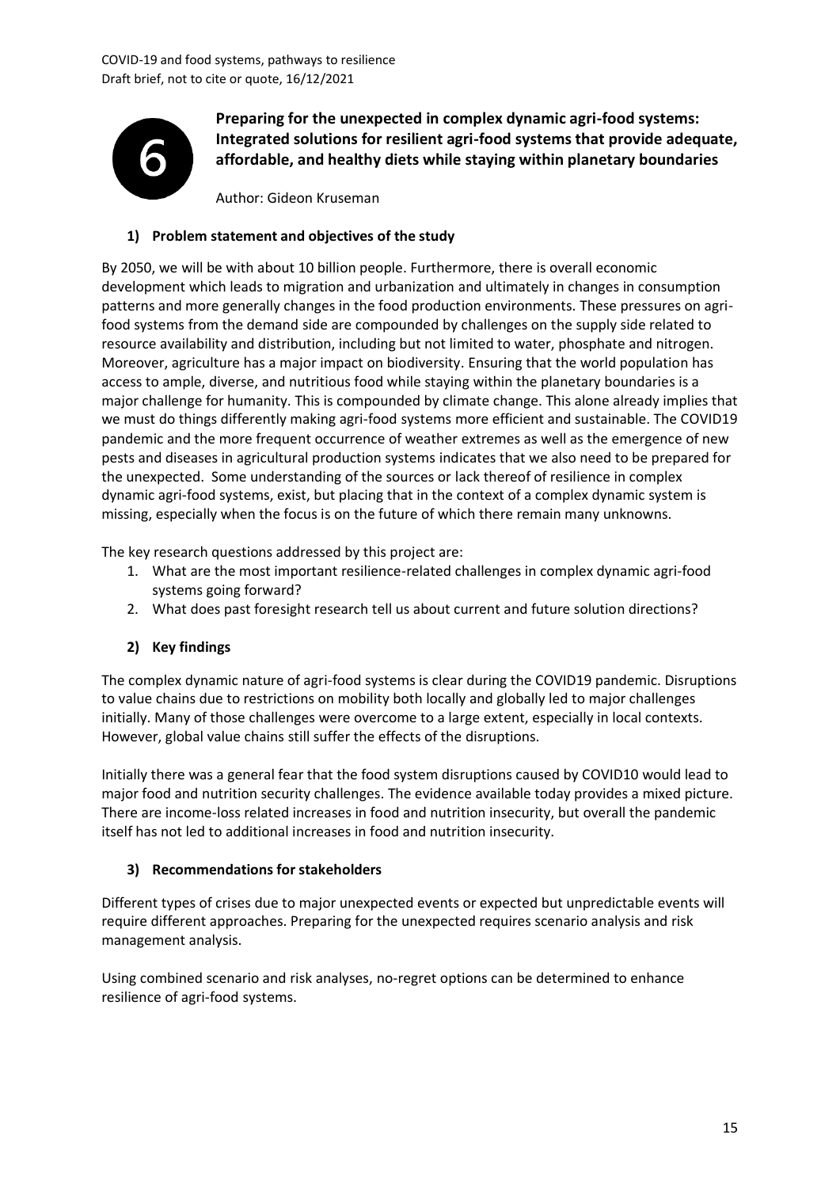# 6 Preparing for the unexpected in complex dynamic agri-food systems: Integrated solutions for resilient agri-food systems that provide adequate, affordable, and healthy diets while staying within planetary boundaries

Author: Gideon Kruseman

## 1) Problem statement and objectives of the study

By 2050, we will be with about 10 billion people. Furthermore, there is overall economic development which leads to migration and urbanization and ultimately in changes in consumption patterns and more generally changes in the food production environments. These pressures on agri-food systems from the demand side are compounded by challenges on the supply side related to resource availability and distribution, including but not limited to water, phosphate and nitrogen. Moreover, agriculture has a major impact on biodiversity. Ensuring that the world population has access to ample, diverse, and nutritious food while staying within the planetary boundaries is a major challenge for humanity. This is compounded by climate change. This alone already implies that we must do things differently making agri-food systems more efficient and sustainable. The COVID19 pandemic and the more frequent occurrence of weather extremes as well as the emergence of new pests and diseases in agricultural production systems indicates that we also need to be prepared for the unexpected. Some understanding of the sources or lack thereof of resilience in complex dynamic agri-food systems, exist, but placing that in the context of a complex dynamic system is missing, especially when the focus is on the future of which there remain many unknowns.

The key research questions addressed by this project are:

1. What are the most important resilience-related challenges in complex dynamic agri-food systems going forward?
2. What does past foresight research tell us about current and future solution directions?

## 2) Key findings

The complex dynamic nature of agri-food systems is clear during the COVID19 pandemic. Disruptions to value chains due to restrictions on mobility both locally and globally led to major challenges initially. Many of those challenges were overcome to a large extent, especially in local contexts. However, global value chains still suffer the effects of the disruptions.

Initially there was a general fear that the food system disruptions caused by COVID10 would lead to major food and nutrition security challenges. The evidence available today provides a mixed picture. There are income-loss related increases in food and nutrition insecurity, but overall the pandemic itself has not led to additional increases in food and nutrition insecurity.

## 3) Recommendations for stakeholders

Different types of crises due to major unexpected events or expected but unpredictable events will require different approaches. Preparing for the unexpected requires scenario analysis and risk management analysis.

Using combined scenario and risk analyses, no-regret options can be determined to enhance resilience of agri-food systems.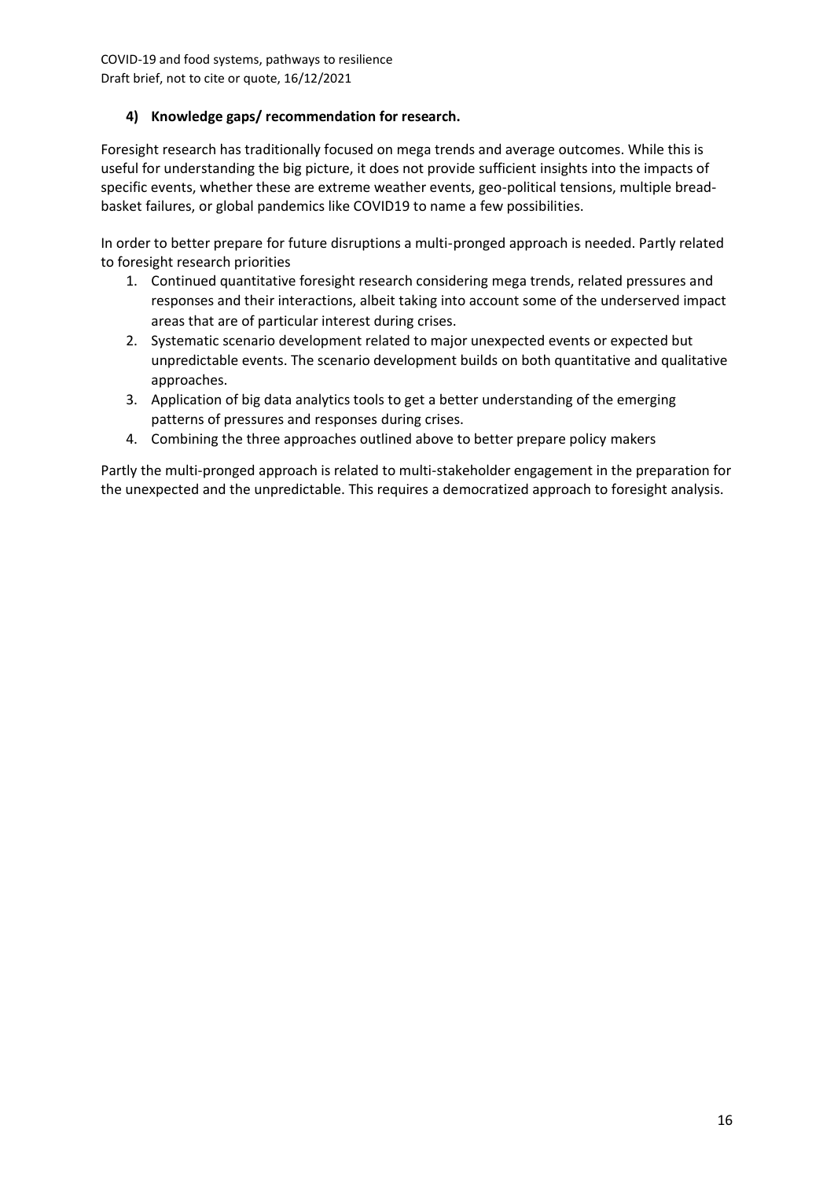### 4) Knowledge gaps/ recommendation for research.

Foresight research has traditionally focused on mega trends and average outcomes. While this is useful for understanding the big picture, it does not provide sufficient insights into the impacts of specific events, whether these are extreme weather events, geo-political tensions, multiple bread-basket failures, or global pandemics like COVID19 to name a few possibilities.

In order to better prepare for future disruptions a multi-pronged approach is needed. Partly related to foresight research priorities

1. Continued quantitative foresight research considering mega trends, related pressures and responses and their interactions, albeit taking into account some of the underserved impact areas that are of particular interest during crises.
2. Systematic scenario development related to major unexpected events or expected but unpredictable events. The scenario development builds on both quantitative and qualitative approaches.
3. Application of big data analytics tools to get a better understanding of the emerging patterns of pressures and responses during crises.
4. Combining the three approaches outlined above to better prepare policy makers

Partly the multi-pronged approach is related to multi-stakeholder engagement in the preparation for the unexpected and the unpredictable. This requires a democratized approach to foresight analysis.